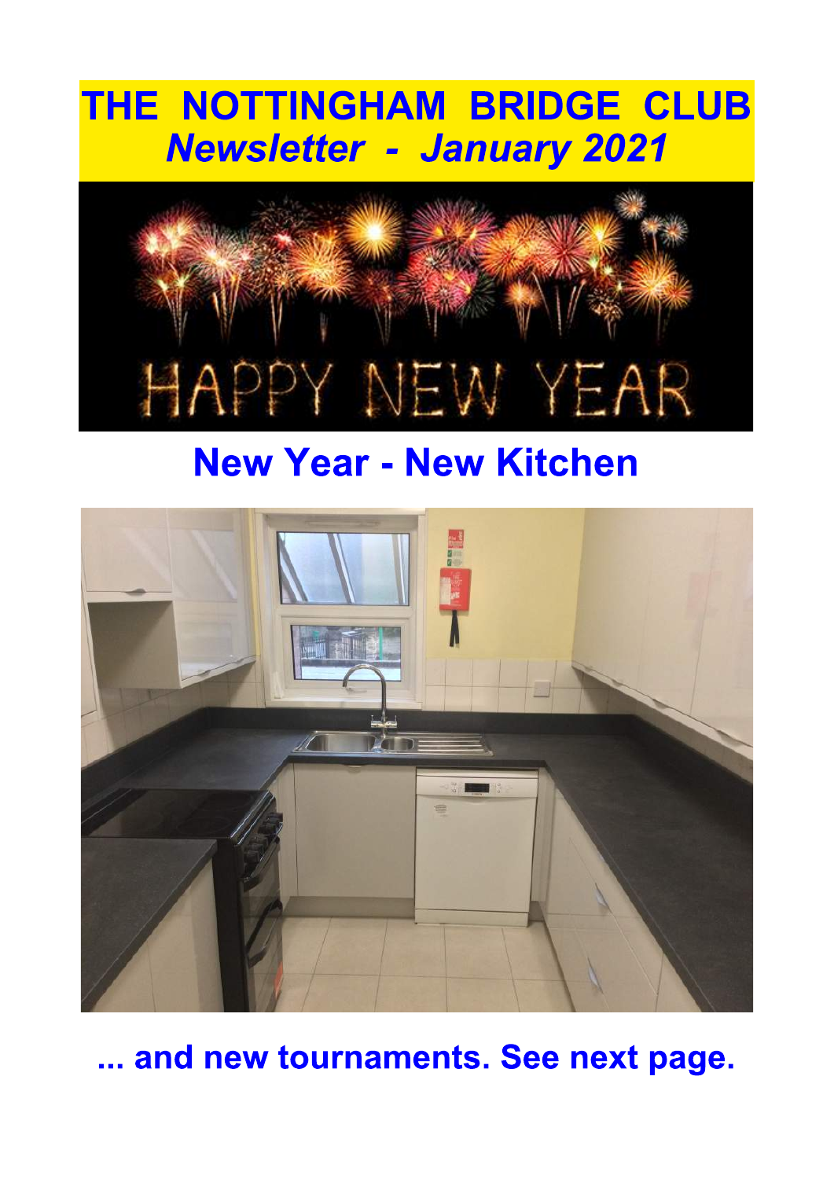# THE NOTTINGHAM BRIDGE CLUB

## *Newsletter - January 2021*

## New Year - New Kitchen

**... and new tournaments. See next page.**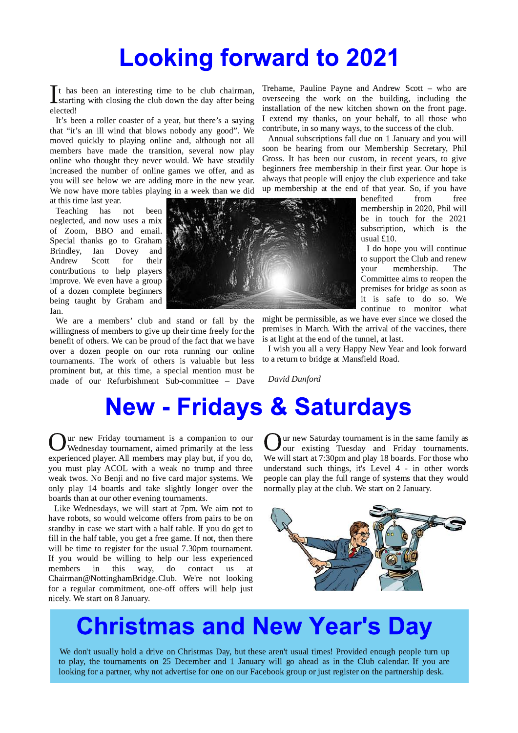# Looking forward to 2021

It has been an interesting time to be club chairman, starting with closing the club down the day after being elected!

It's been a roller coaster of a year, but there's a saying that "it's an ill wind that blows nobody any good". We moved quickly to playing online and, although not all members have made the transition, several now play online who thought they never would. We have steadily increased the number of online games we offer, and as you will see below we are adding more in the new year. We now have more tables playing in a week than we did at this time last year.

Teaching has not been neglected, and now uses a mix of Zoom, BBO and email. Special thanks go to Graham Brindley, Ian Dovey and Andrew Scott for their contributions to help players improve. We even have a group of a dozen complete beginners being taught by Graham and Ian.

We are a members' club and stand or fall by the willingness of members to give up their time freely for the benefit of others. We can be proud of the fact that we have over a dozen people on our rota running our online tournaments. The work of others is valuable but less prominent but, at this time, a special mention must be made of our Refurbishment Sub-committee – Dave Treharne, Pauline Payne and Andrew Scott – who are overseeing the work on the building, including the installation of the new kitchen shown on the front page. I extend my thanks, on your behalf, to all those who contribute, in so many ways, to the success of the club.

Annual subscriptions fall due on 1 January and you will soon be hearing from our Membership Secretary, Phil Gross. It has been our custom, in recent years, to give beginners free membership in their first year. Our hope is always that people will enjoy the club experience and take up membership at the end of that year. So, if you have benefited from free membership in 2020, Phil will be in touch for the 2021 subscription, which is the usual £10.

I do hope you will continue to support the Club and renew your membership. The Committee aims to reopen the premises for bridge as soon as it is safe to do so. We continue to monitor what might be permissible, as we have ever since we closed the premises in March. With the arrival of the vaccines, there is at light at the end of the tunnel, at last.

I wish you all a very Happy New Year and look forward to a return to bridge at Mansfield Road.

*David Dunford*

# New - Fridays & Saturdays

Our new Friday tournament is a companion to our Wednesday tournament, aimed primarily at the less experienced player. All members may play but, if you do, you must play ACOL with a weak no trump and three weak twos. No Benji and no five card major systems. We only play 14 boards and take slightly longer over the boards than at our other evening tournaments.

Like Wednesdays, we will start at 7pm. We aim not to have robots, so would welcome offers from pairs to be on standby in case we start with a half table. If you do get to fill in the half table, you get a free game. If not, then there will be time to register for the usual 7.30pm tournament. If you would be willing to help our less experienced members in this way, do contact us at Chairman@NottinghamBridge.Club. We're not looking for a regular commitment, one-off offers will help just nicely. We start on 8 January.

Our new Saturday tournament is in the same family as our existing Tuesday and Friday tournaments. We will start at 7:30pm and play 18 boards. For those who understand such things, it's Level 4 - in other words people can play the full range of systems that they would normally play at the club. We start on 2 January.

# Christmas and New Year's Day

We don't usually hold a drive on Christmas Day, but these aren't usual times! Provided enough people turn up to play, the tournaments on 25 December and 1 January will go ahead as in the Club calendar. If you are looking for a partner, why not advertise for one on our Facebook group or just register on the partnership desk.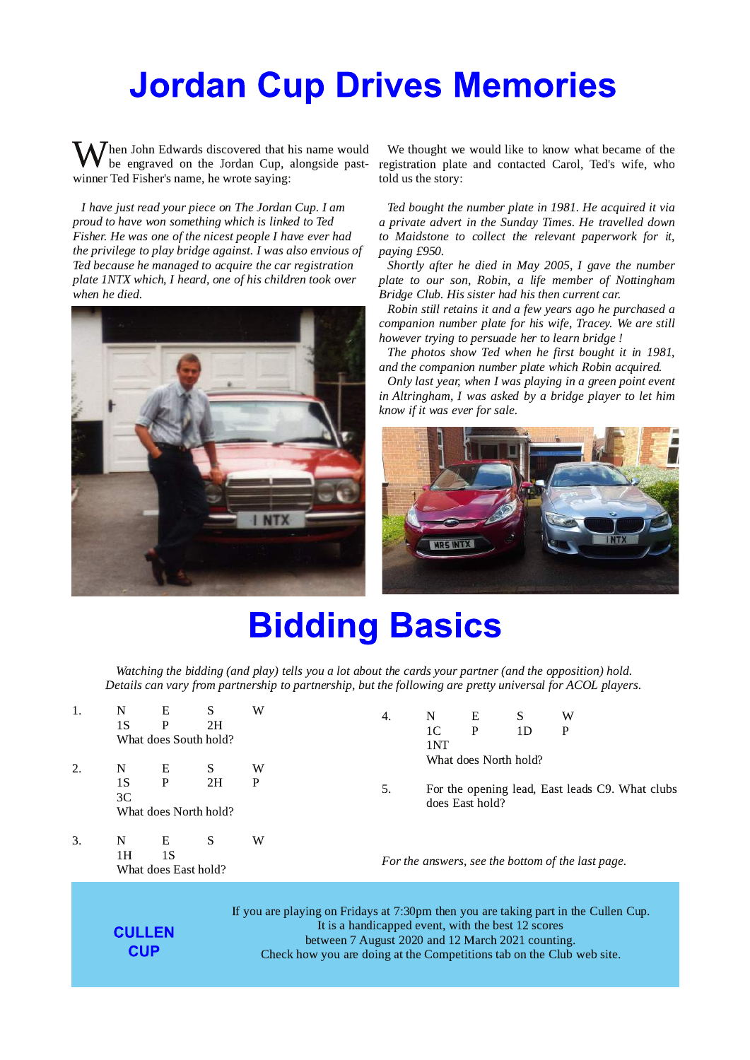# Jordan Cup Drives Memories

When John Edwards discovered that his name would be engraved on the Jordan Cup, alongside past-winner Ted Fisher's name, he wrote saying:

*I have just read your piece on The Jordan Cup. I am proud to have won something which is linked to Ted Fisher. He was one of the nicest people I have ever had the privilege to play bridge against. I was also envious of Ted because he managed to acquire the car registration plate 1NTX which, I heard, one of his children took over when he died.*

We thought we would like to know what became of the registration plate and contacted Carol, Ted's wife, who told us the story:

*Ted bought the number plate in 1981. He acquired it via a private advert in the Sunday Times. He travelled down to Maidstone to collect the relevant paperwork for it, paying £950.*

*Shortly after he died in May 2005, I gave the number plate to our son, Robin, a life member of Nottingham Bridge Club. His sister had his then current car.*

*Robin still retains it and a few years ago he purchased a companion number plate for his wife, Tracey. We are still however trying to persuade her to learn bridge !*

*The photos show Ted when he first bought it in 1981, and the companion number plate which Robin acquired.*

*Only last year, when I was playing in a green point event in Altringham, I was asked by a bridge player to let him know if it was ever for sale.*

# Bidding Basics

*Watching the bidding (and play) tells you a lot about the cards your partner (and the opposition) hold. Details can vary from partnership to partnership, but the following are pretty universal for ACOL players.*

1.

| N | E | S | W |
|---|---|---|---|
| 1S | P | 2H | |

What does South hold?

2.

| N | E | S | W |
|---|---|---|---|
| 1S | P | 2H | P |
| 3C | | | |

What does North hold?

3.

| N | E | S | W |
|---|---|---|---|
| 1H | 1S | | |

What does East hold?

4.

| N | E | S | W |
|---|---|---|---|
| 1C | P | 1D | P |
| 1NT | | | |

What does North hold?

5. For the opening lead, East leads C9. What clubs does East hold?

*For the answers, see the bottom of the last page.*

**CULLEN CUP**

If you are playing on Fridays at 7:30pm then you are taking part in the Cullen Cup.
It is a handicapped event, with the best 12 scores
between 7 August 2020 and 12 March 2021 counting.
Check how you are doing at the Competitions tab on the Club web site.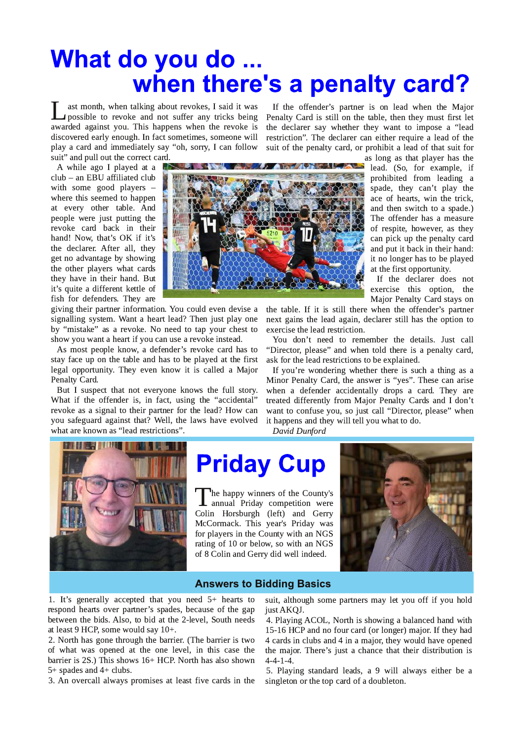# What do you do ... when there's a penalty card?

Last month, when talking about revokes, I said it was possible to revoke and not suffer any tricks being awarded against you. This happens when the revoke is discovered early enough. In fact sometimes, someone will play a card and immediately say "oh, sorry, I can follow suit" and pull out the correct card.

A while ago I played at a club – an EBU affiliated club with some good players – where this seemed to happen at every other table. And people were just putting the revoke card back in their hand! Now, that's OK if it's the declarer. After all, they get no advantage by showing the other players what cards they have in their hand. But it's quite a different kettle of fish for defenders. They are giving their partner information. You could even devise a signalling system. Want a heart lead? Then just play one by "mistake" as a revoke. No need to tap your chest to show you want a heart if you can use a revoke instead.

As most people know, a defender's revoke card has to stay face up on the table and has to be played at the first legal opportunity. They even know it is called a Major Penalty Card.

But I suspect that not everyone knows the full story. What if the offender is, in fact, using the "accidental" revoke as a signal to their partner for the lead? How can you safeguard against that? Well, the laws have evolved what are known as "lead restrictions".

If the offender's partner is on lead when the Major Penalty Card is still on the table, then they must first let the declarer say whether they want to impose a "lead restriction". The declarer can either require a lead of the suit of the penalty card, or prohibit a lead of that suit for as long as that player has the lead. (So, for example, if prohibited from leading a spade, they can't play the ace of hearts, win the trick, and then switch to a spade.) The offender has a measure of respite, however, as they can pick up the penalty card and put it back in their hand: it no longer has to be played at the first opportunity.

If the declarer does not exercise this option, the Major Penalty Card stays on the table. If it is still there when the offender's partner next gains the lead again, declarer still has the option to exercise the lead restriction.

You don't need to remember the details. Just call "Director, please" and when told there is a penalty card, ask for the lead restrictions to be explained.

If you're wondering whether there is such a thing as a Minor Penalty Card, the answer is "yes". These can arise when a defender accidentally drops a card. They are treated differently from Major Penalty Cards and I don't want to confuse you, so just call "Director, please" when it happens and they will tell you what to do.

*David Dunford*

# Priday Cup

The happy winners of the County's annual Priday competition were Colin Horsburgh (left) and Gerry McCormack. This year's Priday was for players in the County with an NGS rating of 10 or below, so with an NGS of 8 Colin and Gerry did well indeed.

## Answers to Bidding Basics

1. It's generally accepted that you need 5+ hearts to respond hearts over partner's spades, because of the gap between the bids. Also, to bid at the 2-level, South needs at least 9 HCP, some would say 10+.

2. North has gone through the barrier. (The barrier is two of what was opened at the one level, in this case the barrier is 2S.) This shows 16+ HCP. North has also shown 5+ spades and 4+ clubs.

3. An overcall always promises at least five cards in the suit, although some partners may let you off if you hold just AKQJ.

4. Playing ACOL, North is showing a balanced hand with 15-16 HCP and no four card (or longer) major. If they had 4 cards in clubs and 4 in a major, they would have opened the major. There's just a chance that their distribution is 4-4-1-4.

5. Playing standard leads, a 9 will always either be a singleton or the top card of a doubleton.